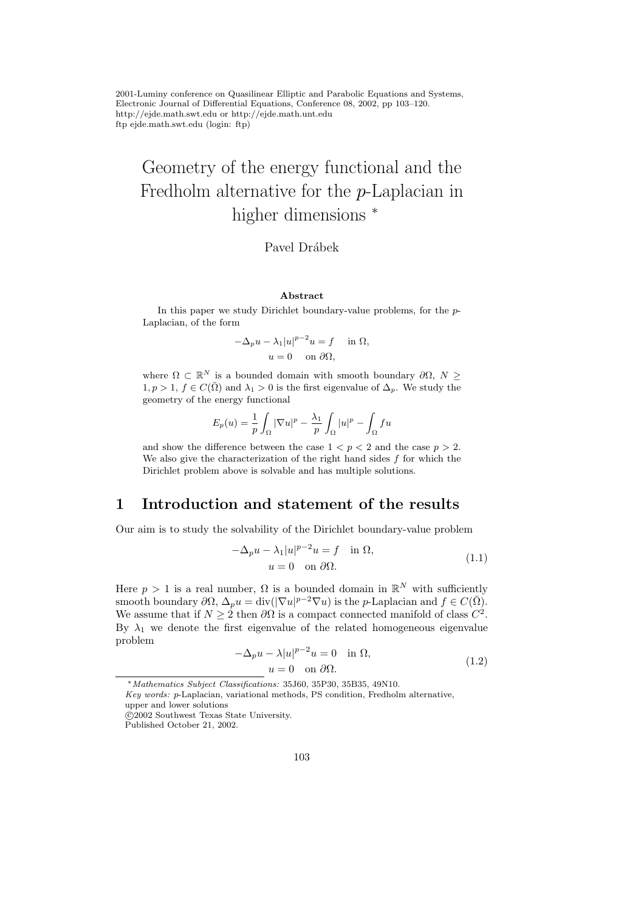# Geometry of the energy functional and the Fredholm alternative for the $p$-Laplacian in higher dimensions *

Pavel Drábek

### Abstract

In this paper we study Dirichlet boundary-value problems, for the $p$-Laplacian, of the form

$$-\Delta_p u - \lambda_1 |u|^{p-2} u = f \quad \text{in } \Omega,$$
$$u = 0 \quad \text{on } \partial\Omega,$$

where $\Omega \subset \mathbb{R}^N$ is a bounded domain with smooth boundary $\partial\Omega$, $N \geq 1, p > 1$, $f \in C(\bar{\Omega})$ and $\lambda_1 > 0$ is the first eigenvalue of $\Delta_p$. We study the geometry of the energy functional

$$E_p(u) = \frac{1}{p}\int_\Omega |\nabla u|^p - \frac{\lambda_1}{p}\int_\Omega |u|^p - \int_\Omega fu$$

and show the difference between the case $1 < p < 2$ and the case $p > 2$. We also give the characterization of the right hand sides $f$ for which the Dirichlet problem above is solvable and has multiple solutions.

## 1 Introduction and statement of the results

Our aim is to study the solvability of the Dirichlet boundary-value problem

$$\begin{aligned} -\Delta_p u - \lambda_1 |u|^{p-2} u = f \quad \text{in } \Omega, \\ u = 0 \quad \text{on } \partial\Omega. \end{aligned} \tag{1.1}$$

Here $p > 1$ is a real number, $\Omega$ is a bounded domain in $\mathbb{R}^N$ with sufficiently smooth boundary $\partial\Omega$, $\Delta_p u = \operatorname{div}(|\nabla u|^{p-2}\nabla u)$ is the $p$-Laplacian and $f \in C(\bar{\Omega})$. We assume that if $N \geq 2$ then $\partial\Omega$ is a compact connected manifold of class $C^2$. By $\lambda_1$ we denote the first eigenvalue of the related homogeneous eigenvalue problem

$$\begin{aligned} -\Delta_p u - \lambda |u|^{p-2} u = 0 \quad \text{in } \Omega, \\ u = 0 \quad \text{on } \partial\Omega. \end{aligned} \tag{1.2}$$

---

* *Mathematics Subject Classifications:* 35J60, 35P30, 35B35, 49N10.
*Key words:* $p$-Laplacian, variational methods, PS condition, Fredholm alternative, upper and lower solutions
©2002 Southwest Texas State University.
Published October 21, 2002.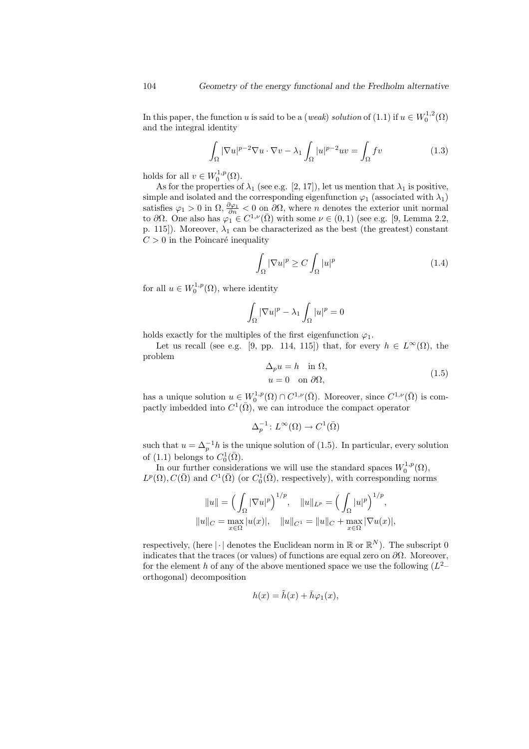In this paper, the function $u$ is said to be a (*weak*) *solution* of (1.1) if $u \in W_0^{1,2}(\Omega)$ and the integral identity

$$\int_\Omega |\nabla u|^{p-2}\nabla u \cdot \nabla v - \lambda_1 \int_\Omega |u|^{p-2}uv = \int_\Omega fv \tag{1.3}$$

holds for all $v \in W_0^{1,p}(\Omega)$.

As for the properties of $\lambda_1$ (see e.g. [2, 17]), let us mention that $\lambda_1$ is positive, simple and isolated and the corresponding eigenfunction $\varphi_1$ (associated with $\lambda_1$) satisfies $\varphi_1 > 0$ in $\Omega$, $\frac{\partial \varphi_1}{\partial n} < 0$ on $\partial\Omega$, where $n$ denotes the exterior unit normal to $\partial\Omega$. One also has $\varphi_1 \in C^{1,\nu}(\bar{\Omega})$ with some $\nu \in (0,1)$ (see e.g. [9, Lemma 2.2, p. 115]). Moreover, $\lambda_1$ can be characterized as the best (the greatest) constant $C > 0$ in the Poincaré inequality

$$\int_\Omega |\nabla u|^p \geq C \int_\Omega |u|^p \tag{1.4}$$

for all $u \in W_0^{1,p}(\Omega)$, where identity

$$\int_\Omega |\nabla u|^p - \lambda_1 \int_\Omega |u|^p = 0$$

holds exactly for the multiples of the first eigenfunction $\varphi_1$.

Let us recall (see e.g. [9, pp. 114, 115]) that, for every $h \in L^\infty(\Omega)$, the problem

$$\begin{aligned} \Delta_p u &= h \quad \text{in } \Omega, \\ u &= 0 \quad \text{on } \partial\Omega, \end{aligned} \tag{1.5}$$

has a unique solution $u \in W_0^{1,p}(\Omega) \cap C^{1,\nu}(\bar{\Omega})$. Moreover, since $C^{1,\nu}(\bar{\Omega})$ is compactly imbedded into $C^1(\bar{\Omega})$, we can introduce the compact operator

$$\Delta_p^{-1} \colon L^\infty(\Omega) \to C^1(\bar{\Omega})$$

such that $u = \Delta_p^{-1} h$ is the unique solution of (1.5). In particular, every solution of (1.1) belongs to $C_0^1(\bar{\Omega})$.

In our further considerations we will use the standard spaces $W_0^{1,p}(\Omega)$, $L^p(\Omega), C(\bar{\Omega})$ and $C^1(\bar{\Omega})$ (or $C_0^1(\bar{\Omega})$, respectively), with corresponding norms

$$\|u\| = \Big( \int_\Omega |\nabla u|^p \Big)^{1/p}, \quad \|u\|_{L^p} = \Big( \int_\Omega |u|^p \Big)^{1/p},$$
$$\|u\|_C = \max_{x \in \bar{\Omega}} |u(x)|, \quad \|u\|_{C^1} = \|u\|_C + \max_{x \in \bar{\Omega}} |\nabla u(x)|,$$

respectively, (here $|\cdot|$ denotes the Euclidean norm in $\mathbb{R}$ or $\mathbb{R}^N$). The subscript 0 indicates that the traces (or values) of functions are equal zero on $\partial\Omega$. Moreover, for the element $h$ of any of the above mentioned space we use the following ($L^2$–orthogonal) decomposition

$$h(x) = \tilde{h}(x) + \bar{h}\varphi_1(x),$$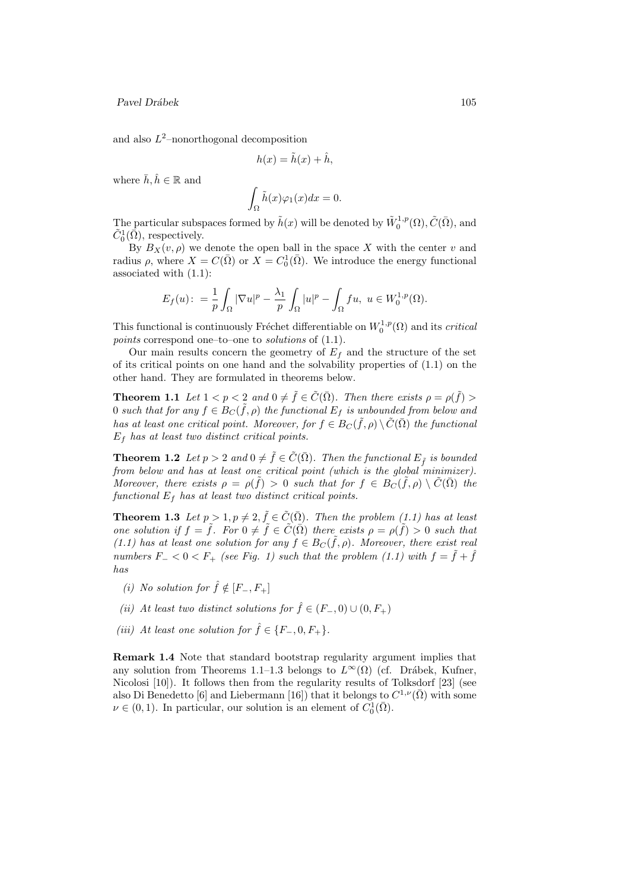and also $L^2$–nonorthogonal decomposition

$$h(x) = \tilde{h}(x) + \hat{h},$$

where $\bar{h}, \hat{h} \in \mathbb{R}$ and

$$\int_\Omega \tilde{h}(x)\varphi_1(x)dx = 0.$$

The particular subspaces formed by $\tilde{h}(x)$ will be denoted by $\tilde{W}_0^{1,p}(\Omega), \tilde{C}(\bar{\Omega})$, and $\tilde{C}_0^1(\bar{\Omega})$, respectively.

By $B_X(v, \rho)$ we denote the open ball in the space $X$ with the center $v$ and radius $\rho$, where $X = C(\bar{\Omega})$ or $X = C_0^1(\bar{\Omega})$. We introduce the energy functional associated with (1.1):

$$E_f(u){:} \ = \frac{1}{p}\int_\Omega |\nabla u|^p - \frac{\lambda_1}{p}\int_\Omega |u|^p - \int_\Omega fu, \ u \in W_0^{1,p}(\Omega).$$

This functional is continuously Fréchet differentiable on $W_0^{1,p}(\Omega)$ and its *critical points* correspond one–to–one to *solutions* of (1.1).

Our main results concern the geometry of $E_f$ and the structure of the set of its critical points on one hand and the solvability properties of (1.1) on the other hand. They are formulated in theorems below.

**Theorem 1.1** *Let $1 < p < 2$ and $0 \neq \tilde{f} \in \tilde{C}(\bar{\Omega})$. Then there exists $\rho = \rho(\tilde{f}) > 0$ such that for any $f \in B_C(\tilde{f}, \rho)$ the functional $E_f$ is unbounded from below and has at least one critical point. Moreover, for $f \in B_C(\tilde{f}, \rho) \setminus \tilde{C}(\bar{\Omega})$ the functional $E_f$ has at least two distinct critical points.*

**Theorem 1.2** *Let $p > 2$ and $0 \neq \tilde{f} \in \tilde{C}(\bar{\Omega})$. Then the functional $E_{\tilde{f}}$ is bounded from below and has at least one critical point (which is the global minimizer). Moreover, there exists $\rho = \rho(\tilde{f}) > 0$ such that for $f \in B_C(\tilde{f}, \rho) \setminus \tilde{C}(\bar{\Omega})$ the functional $E_f$ has at least two distinct critical points.*

**Theorem 1.3** *Let $p > 1, p \neq 2, \tilde{f} \in \tilde{C}(\bar{\Omega})$. Then the problem (1.1) has at least one solution if $f = \tilde{f}$. For $0 \neq \tilde{f} \in \tilde{C}(\bar{\Omega})$ there exists $\rho = \rho(\tilde{f}) > 0$ such that (1.1) has at least one solution for any $f \in B_C(\tilde{f}, \rho)$. Moreover, there exist real numbers $F_- < 0 < F_+$ (see Fig. 1) such that the problem (1.1) with $f = \tilde{f} + \hat{f}$ has*

*(i) No solution for $\hat{f} \notin [F_-, F_+]$*

*(ii) At least two distinct solutions for $\hat{f} \in (F_-, 0) \cup (0, F_+)$*

*(iii) At least one solution for $\hat{f} \in \{F_-, 0, F_+\}$.*

**Remark 1.4** Note that standard bootstrap regularity argument implies that any solution from Theorems 1.1–1.3 belongs to $L^\infty(\Omega)$ (cf. Drábek, Kufner, Nicolosi [10]). It follows then from the regularity results of Tolksdorf [23] (see also Di Benedetto [6] and Liebermann [16]) that it belongs to $C^{1,\nu}(\bar{\Omega})$ with some $\nu \in (0, 1)$. In particular, our solution is an element of $C_0^1(\bar{\Omega})$.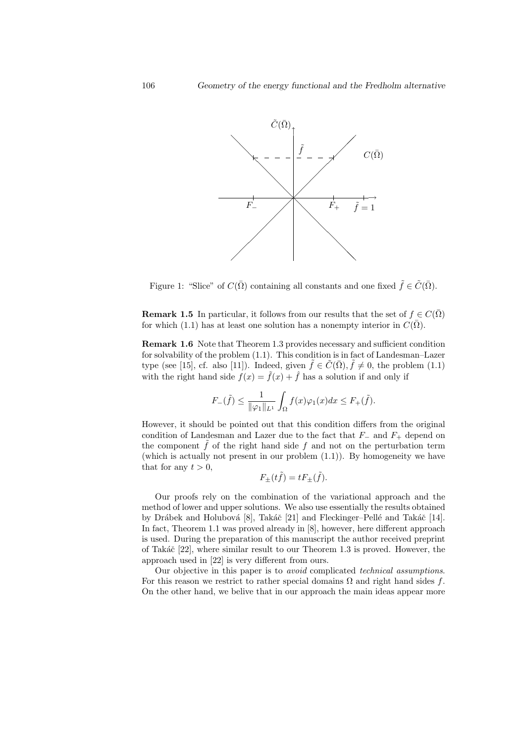Figure 1: "Slice" of $C(\bar{\Omega})$ containing all constants and one fixed $\tilde{f} \in \tilde{C}(\bar{\Omega})$.

**Remark 1.5** In particular, it follows from our results that the set of $f \in C(\bar{\Omega})$ for which (1.1) has at least one solution has a nonempty interior in $C(\bar{\Omega})$.

**Remark 1.6** Note that Theorem 1.3 provides necessary and sufficient condition for solvability of the problem (1.1). This condition is in fact of Landesman–Lazer type (see [15], cf. also [11]). Indeed, given $\tilde{f} \in \tilde{C}(\bar{\Omega}), \tilde{f} \neq 0$, the problem (1.1) with the right hand side $f(x) = \tilde{f}(x) + \hat{f}$ has a solution if and only if

$$F_-(\tilde{f}) \leq \frac{1}{\|\varphi_1\|_{L^1}} \int_\Omega f(x)\varphi_1(x)dx \leq F_+(\tilde{f}).$$

However, it should be pointed out that this condition differs from the original condition of Landesman and Lazer due to the fact that $F_-$ and $F_+$ depend on the component $\tilde{f}$ of the right hand side $f$ and not on the perturbation term (which is actually not present in our problem (1.1)). By homogeneity we have that for any $t > 0$,

$$F_\pm(t\tilde{f}) = tF_\pm(\tilde{f}).$$

Our proofs rely on the combination of the variational approach and the method of lower and upper solutions. We also use essentially the results obtained by Drábek and Holubová [8], Takáč [21] and Fleckinger–Pellé and Takáč [14]. In fact, Theorem 1.1 was proved already in [8], however, here different approach is used. During the preparation of this manuscript the author received preprint of Takáč [22], where similar result to our Theorem 1.3 is proved. However, the approach used in [22] is very different from ours.

Our objective in this paper is to *avoid* complicated *technical assumptions*. For this reason we restrict to rather special domains $\Omega$ and right hand sides $f$. On the other hand, we belive that in our approach the main ideas appear more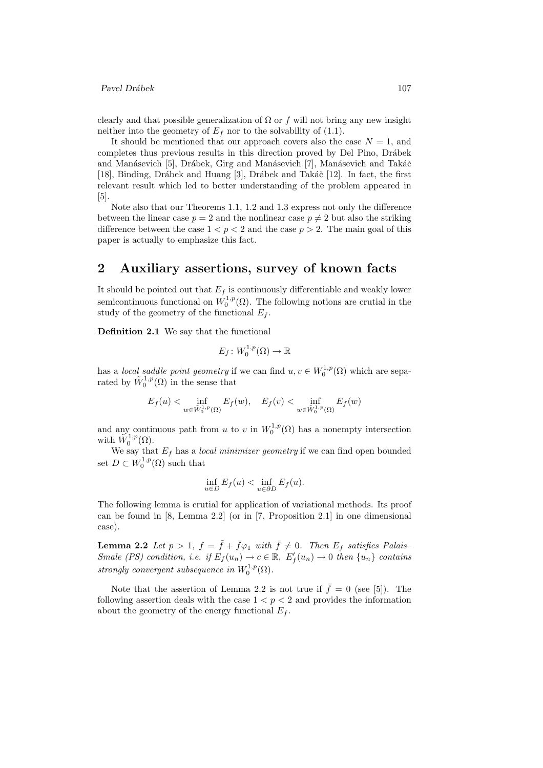clearly and that possible generalization of $\Omega$ or $f$ will not bring any new insight neither into the geometry of $E_f$ nor to the solvability of (1.1).

It should be mentioned that our approach covers also the case $N = 1$, and completes thus previous results in this direction proved by Del Pino, Drábek and Manásevich [5], Drábek, Girg and Manásevich [7], Manásevich and Takáč [18], Binding, Drábek and Huang [3], Drábek and Takáč [12]. In fact, the first relevant result which led to better understanding of the problem appeared in [5].

Note also that our Theorems 1.1, 1.2 and 1.3 express not only the difference between the linear case $p = 2$ and the nonlinear case $p \neq 2$ but also the striking difference between the case $1 < p < 2$ and the case $p > 2$. The main goal of this paper is actually to emphasize this fact.

## 2 Auxiliary assertions, survey of known facts

It should be pointed out that $E_f$ is continuously differentiable and weakly lower semicontinuous functional on $W_0^{1,p}(\Omega)$. The following notions are crutial in the study of the geometry of the functional $E_f$.

**Definition 2.1** We say that the functional

$$E_f \colon W_0^{1,p}(\Omega) \to \mathbb{R}$$

has a *local saddle point geometry* if we can find $u, v \in W_0^{1,p}(\Omega)$ which are separated by $\tilde{W}_0^{1,p}(\Omega)$ in the sense that

$$E_f(u) < \inf_{w \in \tilde{W}_0^{1,p}(\Omega)} E_f(w), \quad E_f(v) < \inf_{w \in \tilde{W}_0^{1,p}(\Omega)} E_f(w)$$

and any continuous path from $u$ to $v$ in $W_0^{1,p}(\Omega)$ has a nonempty intersection with $\tilde{W}_0^{1,p}(\Omega)$.

We say that $E_f$ has a *local minimizer geometry* if we can find open bounded set $D \subset W_0^{1,p}(\Omega)$ such that

$$\inf_{u \in D} E_f(u) < \inf_{u \in \partial D} E_f(u).$$

The following lemma is crutial for application of variational methods. Its proof can be found in [8, Lemma 2.2] (or in [7, Proposition 2.1] in one dimensional case).

**Lemma 2.2** *Let $p > 1$, $f = \tilde{f} + \bar{f}\varphi_1$ with $\bar{f} \neq 0$. Then $E_f$ satisfies Palais–Smale (PS) condition, i.e. if $E_f(u_n) \to c \in \mathbb{R}$, $E'_f(u_n) \to 0$ then $\{u_n\}$ contains strongly convergent subsequence in $W_0^{1,p}(\Omega)$.*

Note that the assertion of Lemma 2.2 is not true if $\bar{f} = 0$ (see [5]). The following assertion deals with the case $1 < p < 2$ and provides the information about the geometry of the energy functional $E_f$.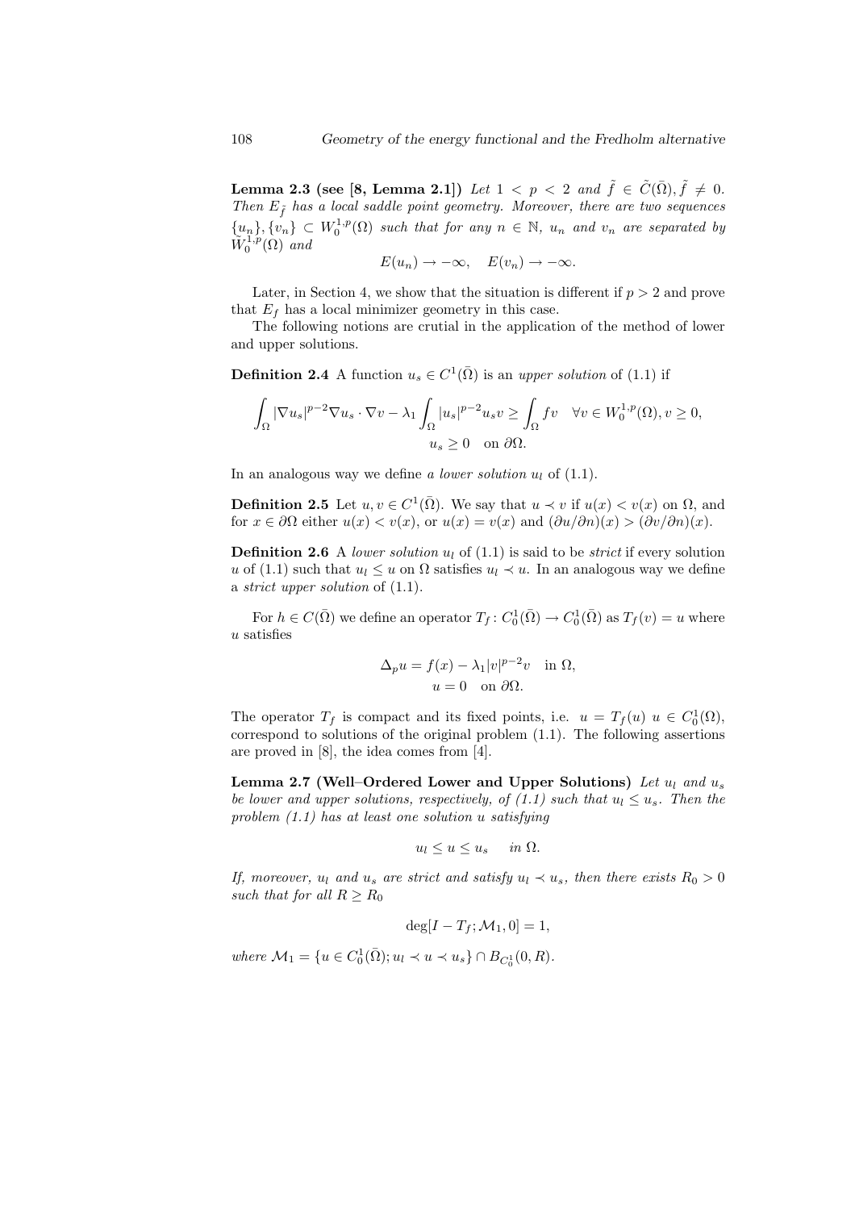**Lemma 2.3 (see [8, Lemma 2.1])** *Let $1 < p < 2$ and $\tilde{f} \in \tilde{C}(\bar{\Omega}), \tilde{f} \neq 0$. Then $E_{\tilde{f}}$ has a local saddle point geometry. Moreover, there are two sequences $\{u_n\}, \{v_n\} \subset W_0^{1,p}(\Omega)$ such that for any $n \in \mathbb{N}$, $u_n$ and $v_n$ are separated by $\tilde{W}_0^{1,p}(\Omega)$ and*

$$E(u_n) \to -\infty, \quad E(v_n) \to -\infty.$$

Later, in Section 4, we show that the situation is different if $p > 2$ and prove that $E_f$ has a local minimizer geometry in this case.

The following notions are crutial in the application of the method of lower and upper solutions.

**Definition 2.4** A function $u_s \in C^1(\bar{\Omega})$ is an *upper solution* of (1.1) if

$$\int_\Omega |\nabla u_s|^{p-2} \nabla u_s \cdot \nabla v - \lambda_1 \int_\Omega |u_s|^{p-2} u_s v \geq \int_\Omega f v \quad \forall v \in W_0^{1,p}(\Omega), v \geq 0,$$
$$u_s \geq 0 \quad \text{on } \partial\Omega.$$

In an analogous way we define *a lower solution* $u_l$ of (1.1).

**Definition 2.5** Let $u, v \in C^1(\bar{\Omega})$. We say that $u \prec v$ if $u(x) < v(x)$ on $\Omega$, and for $x \in \partial\Omega$ either $u(x) < v(x)$, or $u(x) = v(x)$ and $(\partial u / \partial n)(x) > (\partial v / \partial n)(x)$.

**Definition 2.6** A *lower solution* $u_l$ of (1.1) is said to be *strict* if every solution $u$ of (1.1) such that $u_l \leq u$ on $\Omega$ satisfies $u_l \prec u$. In an analogous way we define a *strict upper solution* of (1.1).

For $h \in C(\bar{\Omega})$ we define an operator $T_f \colon C_0^1(\bar{\Omega}) \to C_0^1(\bar{\Omega})$ as $T_f(v) = u$ where $u$ satisfies

$$\Delta_p u = f(x) - \lambda_1 |v|^{p-2} v \quad \text{in } \Omega,$$
$$u = 0 \quad \text{on } \partial\Omega.$$

The operator $T_f$ is compact and its fixed points, i.e. $u = T_f(u)$ $u \in C_0^1(\Omega)$, correspond to solutions of the original problem (1.1). The following assertions are proved in [8], the idea comes from [4].

**Lemma 2.7 (Well–Ordered Lower and Upper Solutions)** *Let $u_l$ and $u_s$ be lower and upper solutions, respectively, of (1.1) such that $u_l \leq u_s$. Then the problem (1.1) has at least one solution $u$ satisfying*

$$u_l \leq u \leq u_s \quad \textit{in } \Omega.$$

*If, moreover, $u_l$ and $u_s$ are strict and satisfy $u_l \prec u_s$, then there exists $R_0 > 0$ such that for all $R \geq R_0$*

$$\deg[I - T_f; \mathcal{M}_1, 0] = 1,$$

*where $\mathcal{M}_1 = \{u \in C_0^1(\bar{\Omega}); u_l \prec u \prec u_s\} \cap B_{C_0^1}(0, R)$.*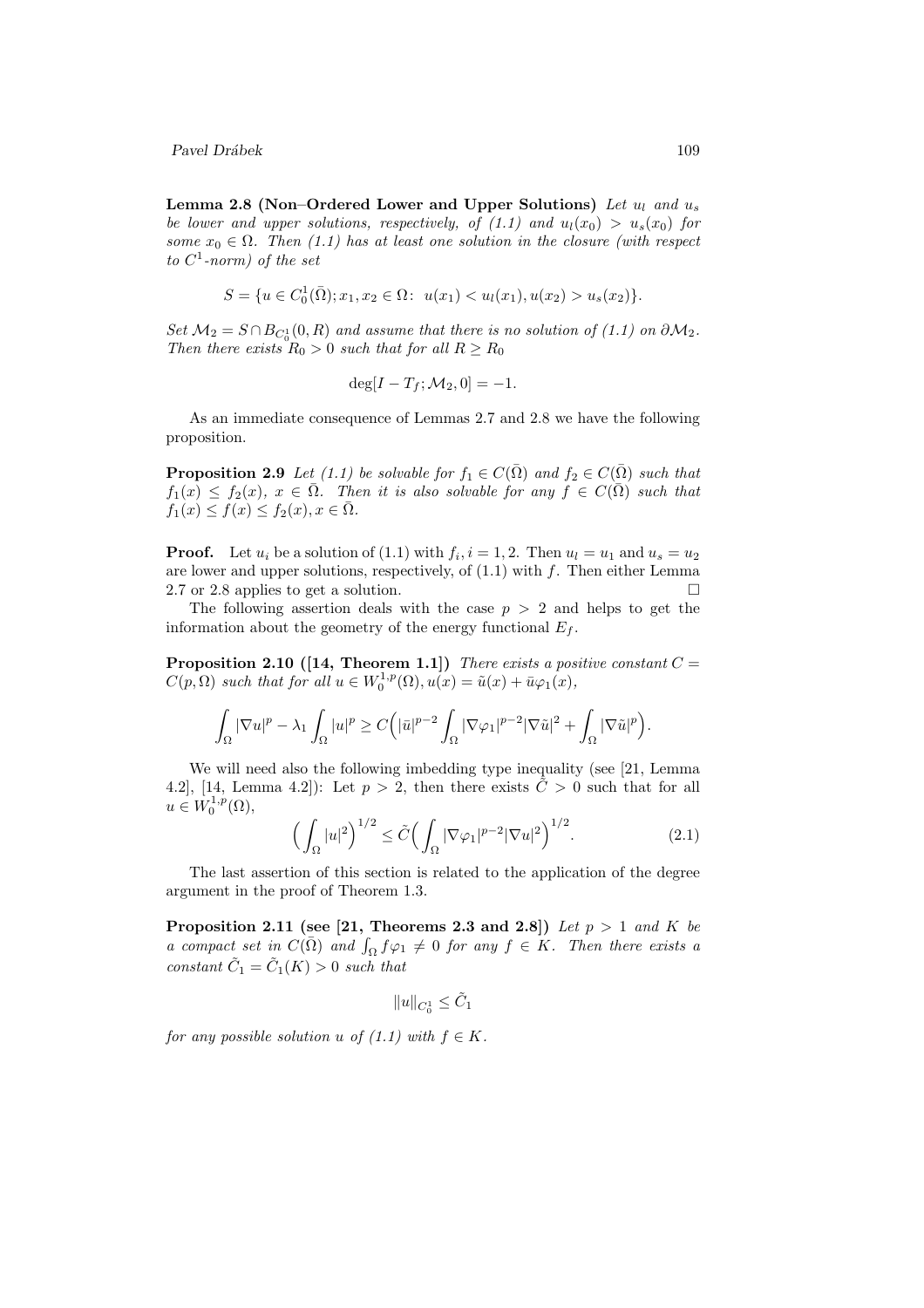**Lemma 2.8 (Non–Ordered Lower and Upper Solutions)** *Let $u_l$ and $u_s$ be lower and upper solutions, respectively, of (1.1) and $u_l(x_0) > u_s(x_0)$ for some $x_0 \in \Omega$. Then (1.1) has at least one solution in the closure (with respect to $C^1$-norm) of the set*

$$S = \{u \in C_0^1(\bar{\Omega}); x_1, x_2 \in \Omega\colon\ u(x_1) < u_l(x_1), u(x_2) > u_s(x_2)\}.$$

*Set $\mathcal{M}_2 = S \cap B_{C_0^1}(0, R)$ and assume that there is no solution of (1.1) on $\partial\mathcal{M}_2$. Then there exists $R_0 > 0$ such that for all $R \geq R_0$*

$$\deg[I - T_f; \mathcal{M}_2, 0] = -1.$$

As an immediate consequence of Lemmas 2.7 and 2.8 we have the following proposition.

**Proposition 2.9** *Let (1.1) be solvable for $f_1 \in C(\bar{\Omega})$ and $f_2 \in C(\bar{\Omega})$ such that $f_1(x) \leq f_2(x)$, $x \in \bar{\Omega}$. Then it is also solvable for any $f \in C(\bar{\Omega})$ such that $f_1(x) \leq f(x) \leq f_2(x), x \in \bar{\Omega}$.*

**Proof.** Let $u_i$ be a solution of (1.1) with $f_i, i = 1, 2$. Then $u_l = u_1$ and $u_s = u_2$ are lower and upper solutions, respectively, of (1.1) with $f$. Then either Lemma 2.7 or 2.8 applies to get a solution. □

The following assertion deals with the case $p > 2$ and helps to get the information about the geometry of the energy functional $E_f$.

**Proposition 2.10 ([14, Theorem 1.1])** *There exists a positive constant $C = C(p, \Omega)$ such that for all $u \in W_0^{1,p}(\Omega), u(x) = \tilde{u}(x) + \bar{u}\varphi_1(x)$,*

$$\int_\Omega |\nabla u|^p - \lambda_1 \int_\Omega |u|^p \geq C\Big(|\bar{u}|^{p-2} \int_\Omega |\nabla\varphi_1|^{p-2}|\nabla\tilde{u}|^2 + \int_\Omega |\nabla\tilde{u}|^p\Big).$$

We will need also the following imbedding type inequality (see [21, Lemma 4.2], [14, Lemma 4.2]): Let $p > 2$, then there exists $\tilde{C} > 0$ such that for all $u \in W_0^{1,p}(\Omega)$,

$$\Big(\int_\Omega |u|^2\Big)^{1/2} \leq \tilde{C}\Big(\int_\Omega |\nabla\varphi_1|^{p-2}|\nabla u|^2\Big)^{1/2}. \tag{2.1}$$

The last assertion of this section is related to the application of the degree argument in the proof of Theorem 1.3.

**Proposition 2.11 (see [21, Theorems 2.3 and 2.8])** *Let $p > 1$ and $K$ be a compact set in $C(\bar{\Omega})$ and $\int_\Omega f\varphi_1 \neq 0$ for any $f \in K$. Then there exists a constant $\tilde{C}_1 = \tilde{C}_1(K) > 0$ such that*

$$\|u\|_{C_0^1} \leq \tilde{C}_1$$

*for any possible solution $u$ of (1.1) with $f \in K$.*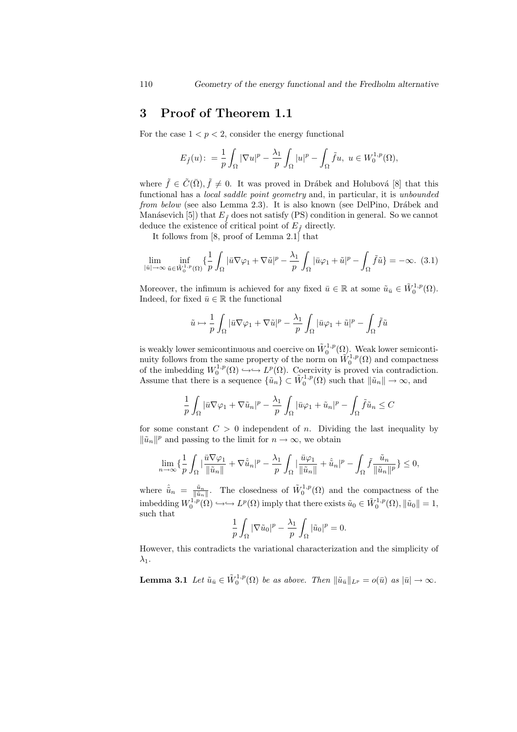## 3 Proof of Theorem 1.1

For the case $1 < p < 2$, consider the energy functional

$$E_{\tilde{f}}(u) := \frac{1}{p}\int_\Omega |\nabla u|^p - \frac{\lambda_1}{p}\int_\Omega |u|^p - \int_\Omega \tilde{f} u, \; u \in W_0^{1,p}(\Omega),$$

where $\tilde{f} \in \tilde{C}(\bar{\Omega}), \tilde{f} \neq 0$. It was proved in Drábek and Holubová [8] that this functional has a *local saddle point geometry* and, in particular, it is *unbounded from below* (see also Lemma 2.3). It is also known (see DelPino, Drábek and Manásevich [5]) that $E_{\tilde{f}}$ does not satisfy (PS) condition in general. So we cannot deduce the existence of critical point of $E_{\tilde{f}}$ directly.

It follows from [8, proof of Lemma 2.1] that

$$\lim_{|\bar{u}|\to\infty} \inf_{\tilde{u}\in \tilde{W}_0^{1,p}(\Omega)} \{\frac{1}{p}\int_\Omega |\bar{u}\nabla\varphi_1 + \nabla\tilde{u}|^p - \frac{\lambda_1}{p}\int_\Omega |\bar{u}\varphi_1 + \tilde{u}|^p - \int_\Omega \tilde{f}\tilde{u}\} = -\infty. \quad (3.1)$$

Moreover, the infimum is achieved for any fixed $\bar{u} \in \mathbb{R}$ at some $\tilde{u}_{\bar{u}} \in \tilde{W}_0^{1,p}(\Omega)$. Indeed, for fixed $\bar{u} \in \mathbb{R}$ the functional

$$\tilde{u} \mapsto \frac{1}{p}\int_\Omega |\bar{u}\nabla\varphi_1 + \nabla\tilde{u}|^p - \frac{\lambda_1}{p}\int_\Omega |\bar{u}\varphi_1 + \tilde{u}|^p - \int_\Omega \tilde{f}\tilde{u}$$

is weakly lower semicontinuous and coercive on $\tilde{W}_0^{1,p}(\Omega)$. Weak lower semicontinuity follows from the same property of the norm on $\tilde{W}_0^{1,p}(\Omega)$ and compactness of the imbedding $W_0^{1,p}(\Omega) \hookrightarrow\hookrightarrow L^p(\Omega)$. Coercivity is proved via contradiction. Assume that there is a sequence $\{\tilde{u}_n\} \subset \tilde{W}_0^{1,p}(\Omega)$ such that $\|\tilde{u}_n\| \to \infty$, and

$$\frac{1}{p}\int_\Omega |\bar{u}\nabla\varphi_1 + \nabla\tilde{u}_n|^p - \frac{\lambda_1}{p}\int_\Omega |\bar{u}\varphi_1 + \tilde{u}_n|^p - \int_\Omega \tilde{f}\tilde{u}_n \le C$$

for some constant $C > 0$ independent of $n$. Dividing the last inequality by $\|\tilde{u}_n\|^p$ and passing to the limit for $n \to \infty$, we obtain

$$\lim_{n\to\infty}\{\frac{1}{p}\int_\Omega |\frac{\bar{u}\nabla\varphi_1}{\|\tilde{u}_n\|} + \nabla\hat{\tilde{u}}_n|^p - \frac{\lambda_1}{p}\int_\Omega |\frac{\bar{u}\varphi_1}{\|\tilde{u}_n\|} + \hat{\tilde{u}}_n|^p - \int_\Omega \tilde{f}\frac{\tilde{u}_n}{\|\tilde{u}_n\|^p}\} \le 0,$$

where $\hat{\tilde{u}}_n = \frac{\tilde{u}_n}{\|\tilde{u}_n\|}$. The closedness of $\tilde{W}_0^{1,p}(\Omega)$ and the compactness of the imbedding $W_0^{1,p}(\Omega) \hookrightarrow\hookrightarrow L^p(\Omega)$ imply that there exists $\tilde{u}_0 \in \tilde{W}_0^{1,p}(\Omega), \|\tilde{u}_0\| = 1$, such that

$$\frac{1}{p}\int_\Omega |\nabla\tilde{u}_0|^p - \frac{\lambda_1}{p}\int_\Omega |\tilde{u}_0|^p = 0.$$

However, this contradicts the variational characterization and the simplicity of $\lambda_1$.

**Lemma 3.1** *Let $\tilde{u}_{\bar{u}} \in \tilde{W}_0^{1,p}(\Omega)$ be as above. Then $\|\tilde{u}_{\bar{u}}\|_{L^p} = o(\bar{u})$ as $|\bar{u}| \to \infty$.*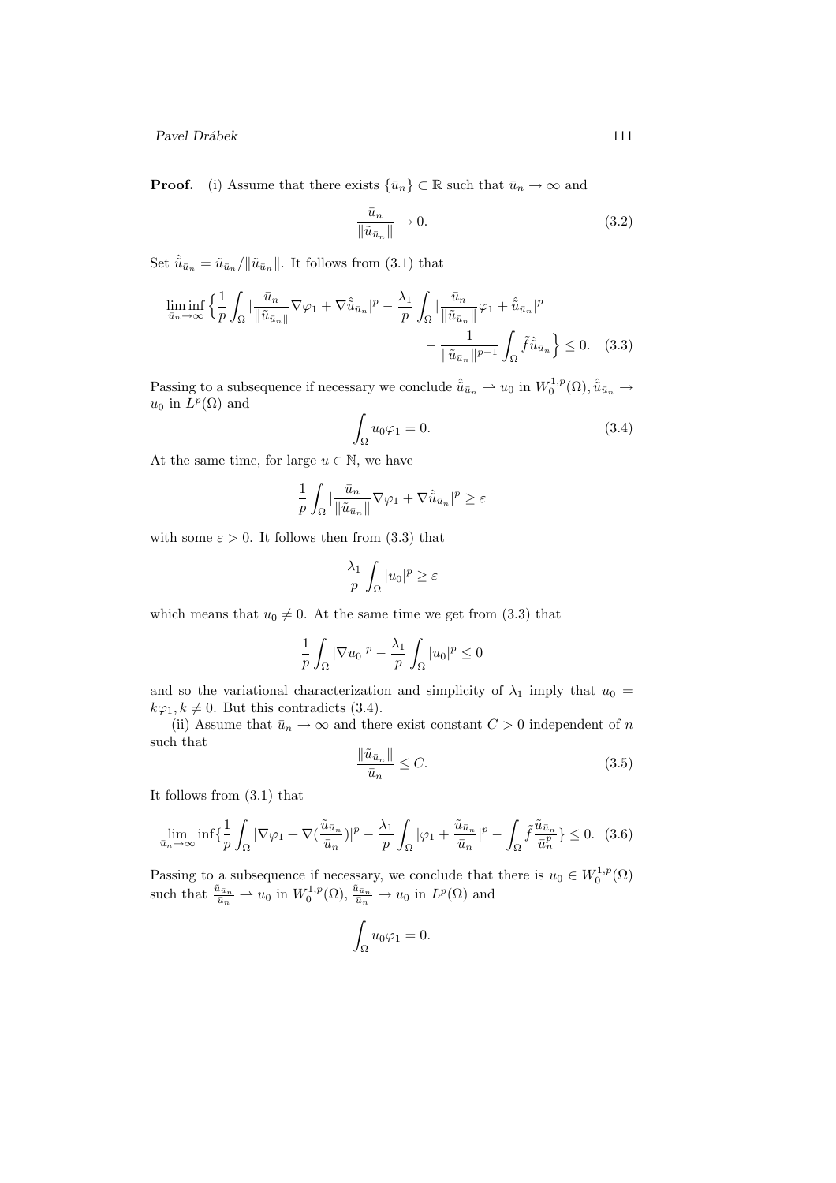**Proof.** (i) Assume that there exists $\{\bar{u}_n\} \subset \mathbb{R}$ such that $\bar{u}_n \to \infty$ and

$$\frac{\bar{u}_n}{\|\tilde{u}_{\bar{u}_n}\|} \to 0. \tag{3.2}$$

Set $\hat{\tilde{u}}_{\bar{u}_n} = \tilde{u}_{\bar{u}_n}/\|\tilde{u}_{\bar{u}_n}\|$. It follows from (3.1) that

$$\liminf_{\bar{u}_n \to \infty} \Big\{ \frac{1}{p} \int_\Omega |\frac{\bar{u}_n}{\|\tilde{u}_{\bar{u}_n}\|} \nabla \varphi_1 + \nabla \hat{\tilde{u}}_{\bar{u}_n}|^p - \frac{\lambda_1}{p} \int_\Omega |\frac{\bar{u}_n}{\|\tilde{u}_{\bar{u}_n}\|} \varphi_1 + \hat{\tilde{u}}_{\bar{u}_n}|^p - \frac{1}{\|\tilde{u}_{\bar{u}_n}\|^{p-1}} \int_\Omega \tilde{f} \hat{\tilde{u}}_{\bar{u}_n} \Big\} \le 0. \tag{3.3}$$

Passing to a subsequence if necessary we conclude $\hat{\tilde{u}}_{\bar{u}_n} \rightharpoonup u_0$ in $W_0^{1,p}(\Omega), \hat{\tilde{u}}_{\bar{u}_n} \to u_0$ in $L^p(\Omega)$ and

$$\int_\Omega u_0 \varphi_1 = 0. \tag{3.4}$$

At the same time, for large $u \in \mathbb{N}$, we have

$$\frac{1}{p} \int_\Omega |\frac{\bar{u}_n}{\|\tilde{u}_{\bar{u}_n}\|} \nabla \varphi_1 + \nabla \hat{\tilde{u}}_{\bar{u}_n}|^p \ge \varepsilon$$

with some $\varepsilon > 0$. It follows then from (3.3) that

$$\frac{\lambda_1}{p} \int_\Omega |u_0|^p \ge \varepsilon$$

which means that $u_0 \ne 0$. At the same time we get from (3.3) that

$$\frac{1}{p} \int_\Omega |\nabla u_0|^p - \frac{\lambda_1}{p} \int_\Omega |u_0|^p \le 0$$

and so the variational characterization and simplicity of $\lambda_1$ imply that $u_0 = k\varphi_1, k \ne 0$. But this contradicts (3.4).

(ii) Assume that $\bar{u}_n \to \infty$ and there exist constant $C > 0$ independent of $n$ such that

$$\frac{\|\tilde{u}_{\bar{u}_n}\|}{\bar{u}_n} \le C. \tag{3.5}$$

It follows from (3.1) that

$$\lim_{\bar{u}_n \to \infty} \inf \{ \frac{1}{p} \int_\Omega |\nabla \varphi_1 + \nabla (\frac{\tilde{u}_{\bar{u}_n}}{\bar{u}_n})|^p - \frac{\lambda_1}{p} \int_\Omega |\varphi_1 + \frac{\tilde{u}_{\bar{u}_n}}{\bar{u}_n}|^p - \int_\Omega \tilde{f} \frac{\tilde{u}_{\bar{u}_n}}{\bar{u}_n^p} \} \le 0. \tag{3.6}$$

Passing to a subsequence if necessary, we conclude that there is $u_0 \in W_0^{1,p}(\Omega)$ such that $\frac{\tilde{u}_{\bar{u}_n}}{\bar{u}_n} \rightharpoonup u_0$ in $W_0^{1,p}(\Omega)$, $\frac{\tilde{u}_{\bar{u}_n}}{\bar{u}_n} \to u_0$ in $L^p(\Omega)$ and

$$\int_\Omega u_0 \varphi_1 = 0.$$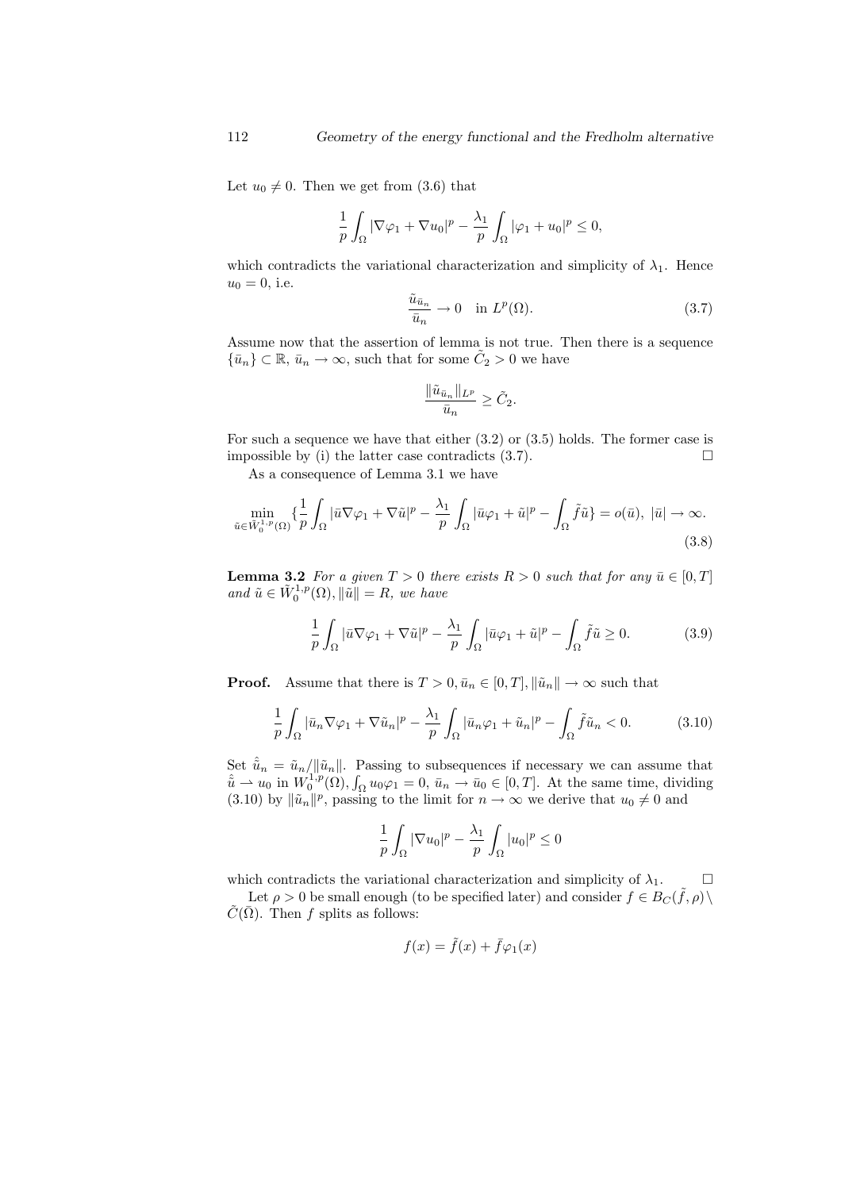Let $u_0 \neq 0$. Then we get from (3.6) that

$$\frac{1}{p}\int_\Omega |\nabla \varphi_1 + \nabla u_0|^p - \frac{\lambda_1}{p}\int_\Omega |\varphi_1 + u_0|^p \leq 0,$$

which contradicts the variational characterization and simplicity of $\lambda_1$. Hence $u_0 = 0$, i.e.

$$\frac{\tilde{u}_{\bar{u}_n}}{\bar{u}_n} \to 0 \quad \text{in } L^p(\Omega). \tag{3.7}$$

Assume now that the assertion of lemma is not true. Then there is a sequence $\{\bar{u}_n\} \subset \mathbb{R}$, $\bar{u}_n \to \infty$, such that for some $\tilde{C}_2 > 0$ we have

$$\frac{\|\tilde{u}_{\bar{u}_n}\|_{L^p}}{\bar{u}_n} \geq \tilde{C}_2.$$

For such a sequence we have that either (3.2) or (3.5) holds. The former case is impossible by (i) the latter case contradicts (3.7). $\square$

As a consequence of Lemma 3.1 we have

$$\min_{\tilde{u}\in \tilde{W}_0^{1,p}(\Omega)} \{\frac{1}{p}\int_\Omega |\bar{u}\nabla\varphi_1 + \nabla\tilde{u}|^p - \frac{\lambda_1}{p}\int_\Omega |\bar{u}\varphi_1 + \tilde{u}|^p - \int_\Omega \tilde{f}\tilde{u}\} = o(\bar{u}),\ |\bar{u}| \to \infty. \tag{3.8}$$

**Lemma 3.2** *For a given $T > 0$ there exists $R > 0$ such that for any $\bar{u} \in [0, T]$ and $\tilde{u} \in \tilde{W}_0^{1,p}(\Omega), \|\tilde{u}\| = R$, we have*

$$\frac{1}{p}\int_\Omega |\bar{u}\nabla\varphi_1 + \nabla\tilde{u}|^p - \frac{\lambda_1}{p}\int_\Omega |\bar{u}\varphi_1 + \tilde{u}|^p - \int_\Omega \tilde{f}\tilde{u} \geq 0. \tag{3.9}$$

**Proof.** Assume that there is $T > 0, \bar{u}_n \in [0, T], \|\tilde{u}_n\| \to \infty$ such that

$$\frac{1}{p}\int_\Omega |\bar{u}_n\nabla\varphi_1 + \nabla\tilde{u}_n|^p - \frac{\lambda_1}{p}\int_\Omega |\bar{u}_n\varphi_1 + \tilde{u}_n|^p - \int_\Omega \tilde{f}\tilde{u}_n < 0. \tag{3.10}$$

Set $\hat{\tilde{u}}_n = \tilde{u}_n/\|\tilde{u}_n\|$. Passing to subsequences if necessary we can assume that $\hat{\tilde{u}} \rightharpoonup u_0$ in $W_0^{1,p}(\Omega)$, $\int_\Omega u_0\varphi_1 = 0$, $\bar{u}_n \to \bar{u}_0 \in [0, T]$. At the same time, dividing (3.10) by $\|\tilde{u}_n\|^p$, passing to the limit for $n \to \infty$ we derive that $u_0 \neq 0$ and

$$\frac{1}{p}\int_\Omega |\nabla u_0|^p - \frac{\lambda_1}{p}\int_\Omega |u_0|^p \leq 0$$

which contradicts the variational characterization and simplicity of $\lambda_1$. $\square$

Let $\rho > 0$ be small enough (to be specified later) and consider $f \in B_C(\tilde{f}, \rho) \setminus \tilde{C}(\bar{\Omega})$. Then $f$ splits as follows:

$$f(x) = \tilde{f}(x) + \bar{f}\varphi_1(x)$$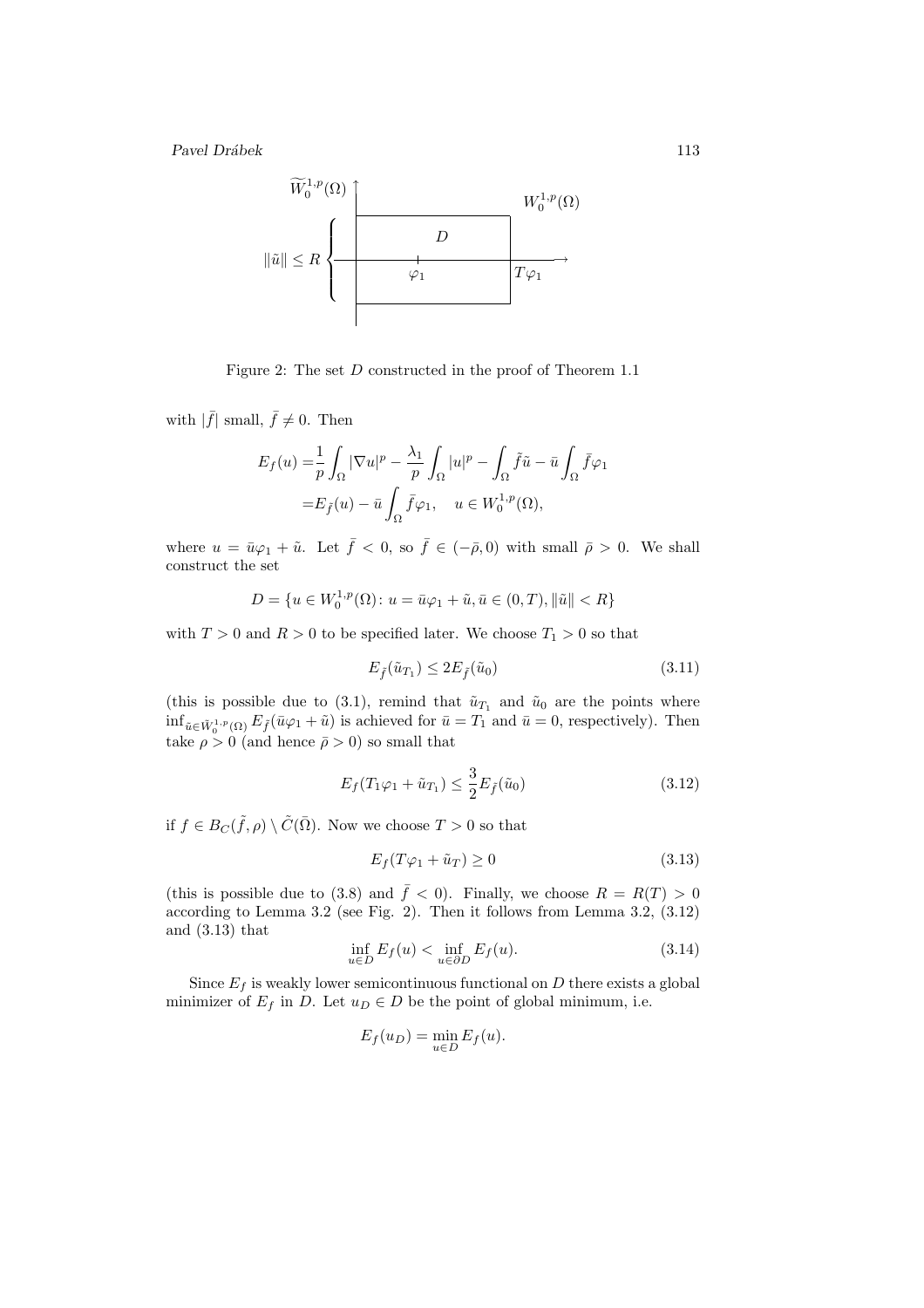Figure 2: The set $D$ constructed in the proof of Theorem 1.1

with $|\bar{f}|$ small, $\bar{f} \neq 0$. Then

$$
\begin{aligned}
E_f(u) =& \frac{1}{p}\int_\Omega |\nabla u|^p - \frac{\lambda_1}{p}\int_\Omega |u|^p - \int_\Omega \tilde{f}\tilde{u} - \bar{u}\int_\Omega \bar{f}\varphi_1 \\
=& E_{\tilde{f}}(u) - \bar{u}\int_\Omega \bar{f}\varphi_1, \quad u \in W_0^{1,p}(\Omega),
\end{aligned}
$$

where $u = \bar{u}\varphi_1 + \tilde{u}$. Let $\bar{f} < 0$, so $\bar{f} \in (-\bar{\rho}, 0)$ with small $\bar{\rho} > 0$. We shall construct the set

$$
D = \{u \in W_0^{1,p}(\Omega) \colon u = \bar{u}\varphi_1 + \tilde{u}, \bar{u} \in (0,T), \|\tilde{u}\| < R\}
$$

with $T > 0$ and $R > 0$ to be specified later. We choose $T_1 > 0$ so that

$$
E_{\tilde{f}}(\tilde{u}_{T_1}) \leq 2E_{\tilde{f}}(\tilde{u}_0) \tag{3.11}
$$

(this is possible due to (3.1), remind that $\tilde{u}_{T_1}$ and $\tilde{u}_0$ are the points where $\inf_{\tilde{u}\in \widetilde{W}_0^{1,p}(\Omega)} E_{\tilde{f}}(\bar{u}\varphi_1 + \tilde{u})$ is achieved for $\bar{u} = T_1$ and $\bar{u} = 0$, respectively). Then take $\rho > 0$ (and hence $\bar{\rho} > 0$) so small that

$$
E_f(T_1\varphi_1 + \tilde{u}_{T_1}) \leq \frac{3}{2}E_{\tilde{f}}(\tilde{u}_0) \tag{3.12}
$$

if $f \in B_C(\tilde{f}, \rho) \setminus \tilde{C}(\bar{\Omega})$. Now we choose $T > 0$ so that

$$
E_f(T\varphi_1 + \tilde{u}_T) \geq 0 \tag{3.13}
$$

(this is possible due to (3.8) and $\bar{f} < 0$). Finally, we choose $R = R(T) > 0$ according to Lemma 3.2 (see Fig. 2). Then it follows from Lemma 3.2, (3.12) and (3.13) that

$$
\inf_{u\in D} E_f(u) < \inf_{u\in\partial D} E_f(u). \tag{3.14}
$$

Since $E_f$ is weakly lower semicontinuous functional on $D$ there exists a global minimizer of $E_f$ in $D$. Let $u_D \in D$ be the point of global minimum, i.e.

$$
E_f(u_D) = \min_{u\in D} E_f(u).
$$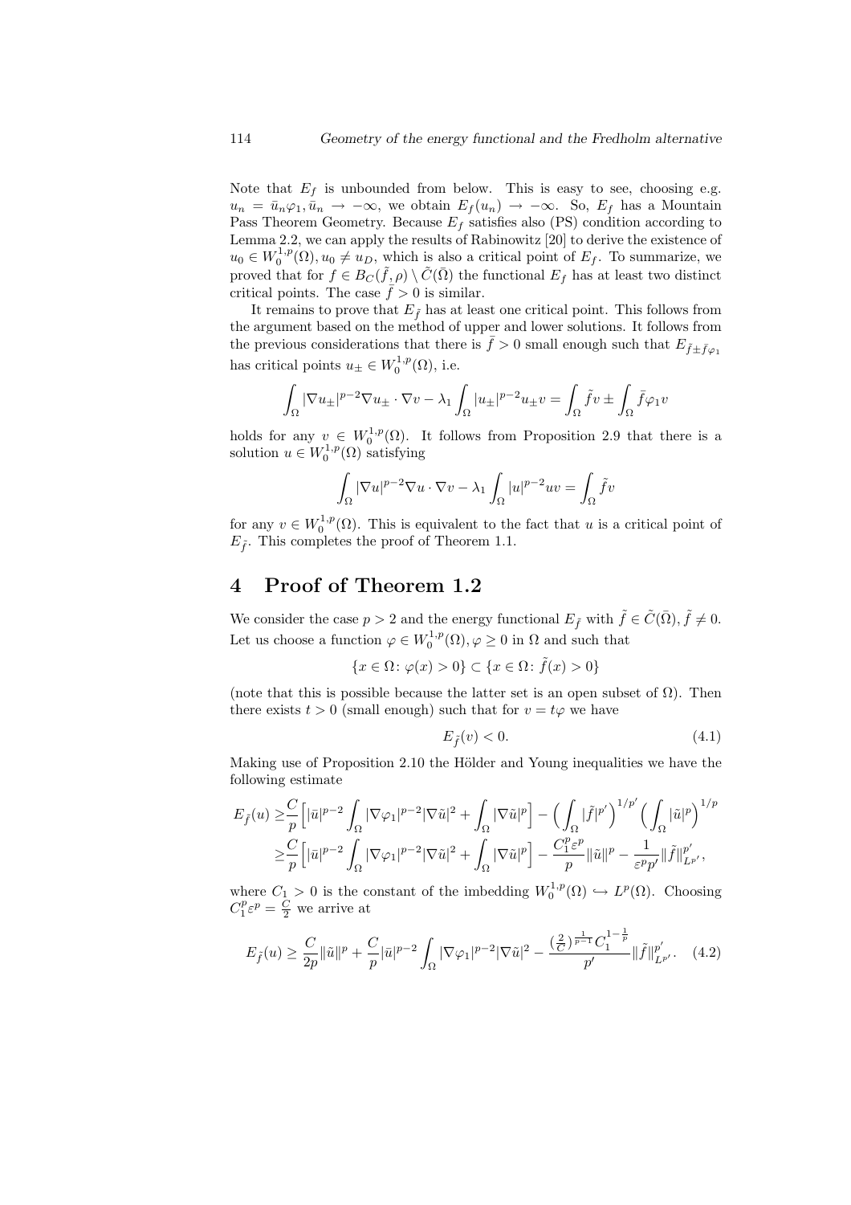Note that $E_f$ is unbounded from below. This is easy to see, choosing e.g. $u_n = \bar{u}_n\varphi_1, \bar{u}_n \to -\infty$, we obtain $E_f(u_n) \to -\infty$. So, $E_f$ has a Mountain Pass Theorem Geometry. Because $E_f$ satisfies also (PS) condition according to Lemma 2.2, we can apply the results of Rabinowitz [20] to derive the existence of $u_0 \in W_0^{1,p}(\Omega), u_0 \neq u_D$, which is also a critical point of $E_f$. To summarize, we proved that for $f \in B_C(\tilde{f}, \rho) \setminus \tilde{C}(\bar{\Omega})$ the functional $E_f$ has at least two distinct critical points. The case $\bar{f} > 0$ is similar.

It remains to prove that $E_{\tilde{f}}$ has at least one critical point. This follows from the argument based on the method of upper and lower solutions. It follows from the previous considerations that there is $\bar{f} > 0$ small enough such that $E_{\tilde{f}\pm\bar{f}\varphi_1}$ has critical points $u_\pm \in W_0^{1,p}(\Omega)$, i.e.

$$\int_\Omega |\nabla u_\pm|^{p-2}\nabla u_\pm \cdot \nabla v - \lambda_1 \int_\Omega |u_\pm|^{p-2}u_\pm v = \int_\Omega \tilde{f}v \pm \int_\Omega \bar{f}\varphi_1 v$$

holds for any $v \in W_0^{1,p}(\Omega)$. It follows from Proposition 2.9 that there is a solution $u \in W_0^{1,p}(\Omega)$ satisfying

$$\int_\Omega |\nabla u|^{p-2}\nabla u \cdot \nabla v - \lambda_1 \int_\Omega |u|^{p-2}uv = \int_\Omega \tilde{f}v$$

for any $v \in W_0^{1,p}(\Omega)$. This is equivalent to the fact that $u$ is a critical point of $E_{\tilde{f}}$. This completes the proof of Theorem 1.1.

# 4 Proof of Theorem 1.2

We consider the case $p > 2$ and the energy functional $E_{\tilde{f}}$ with $\tilde{f} \in \tilde{C}(\bar{\Omega}), \tilde{f} \neq 0$. Let us choose a function $\varphi \in W_0^{1,p}(\Omega), \varphi \geq 0$ in $\Omega$ and such that

$$\{x \in \Omega \colon \varphi(x) > 0\} \subset \{x \in \Omega \colon \tilde{f}(x) > 0\}$$

(note that this is possible because the latter set is an open subset of $\Omega$). Then there exists $t > 0$ (small enough) such that for $v = t\varphi$ we have

$$E_{\tilde{f}}(v) < 0. \tag{4.1}$$

Making use of Proposition 2.10 the Hölder and Young inequalities we have the following estimate

$$\begin{aligned}
E_{\tilde{f}}(u) \geq & \frac{C}{p}\Big[|\bar{u}|^{p-2}\int_\Omega |\nabla\varphi_1|^{p-2}|\nabla\tilde{u}|^2 + \int_\Omega |\nabla\tilde{u}|^p\Big] - \Big(\int_\Omega |\tilde{f}|^{p'}\Big)^{1/p'}\Big(\int_\Omega |\tilde{u}|^p\Big)^{1/p} \\
\geq & \frac{C}{p}\Big[|\bar{u}|^{p-2}\int_\Omega |\nabla\varphi_1|^{p-2}|\nabla\tilde{u}|^2 + \int_\Omega |\nabla\tilde{u}|^p\Big] - \frac{C_1^p\varepsilon^p}{p}\|\tilde{u}\|^p - \frac{1}{\varepsilon^p p'}\|\tilde{f}\|^{p'}_{L^{p'}},
\end{aligned}$$

where $C_1 > 0$ is the constant of the imbedding $W_0^{1,p}(\Omega) \hookrightarrow L^p(\Omega)$. Choosing $C_1^p\varepsilon^p = \frac{C}{2}$ we arrive at

$$E_{\tilde{f}}(u) \geq \frac{C}{2p}\|\tilde{u}\|^p + \frac{C}{p}|\bar{u}|^{p-2}\int_\Omega |\nabla\varphi_1|^{p-2}|\nabla\tilde{u}|^2 - \frac{(\frac{2}{C})^{\frac{1}{p-1}}C_1^{1-\frac{1}{p}}}{p'}\|\tilde{f}\|^{p'}_{L^{p'}}. \tag{4.2}$$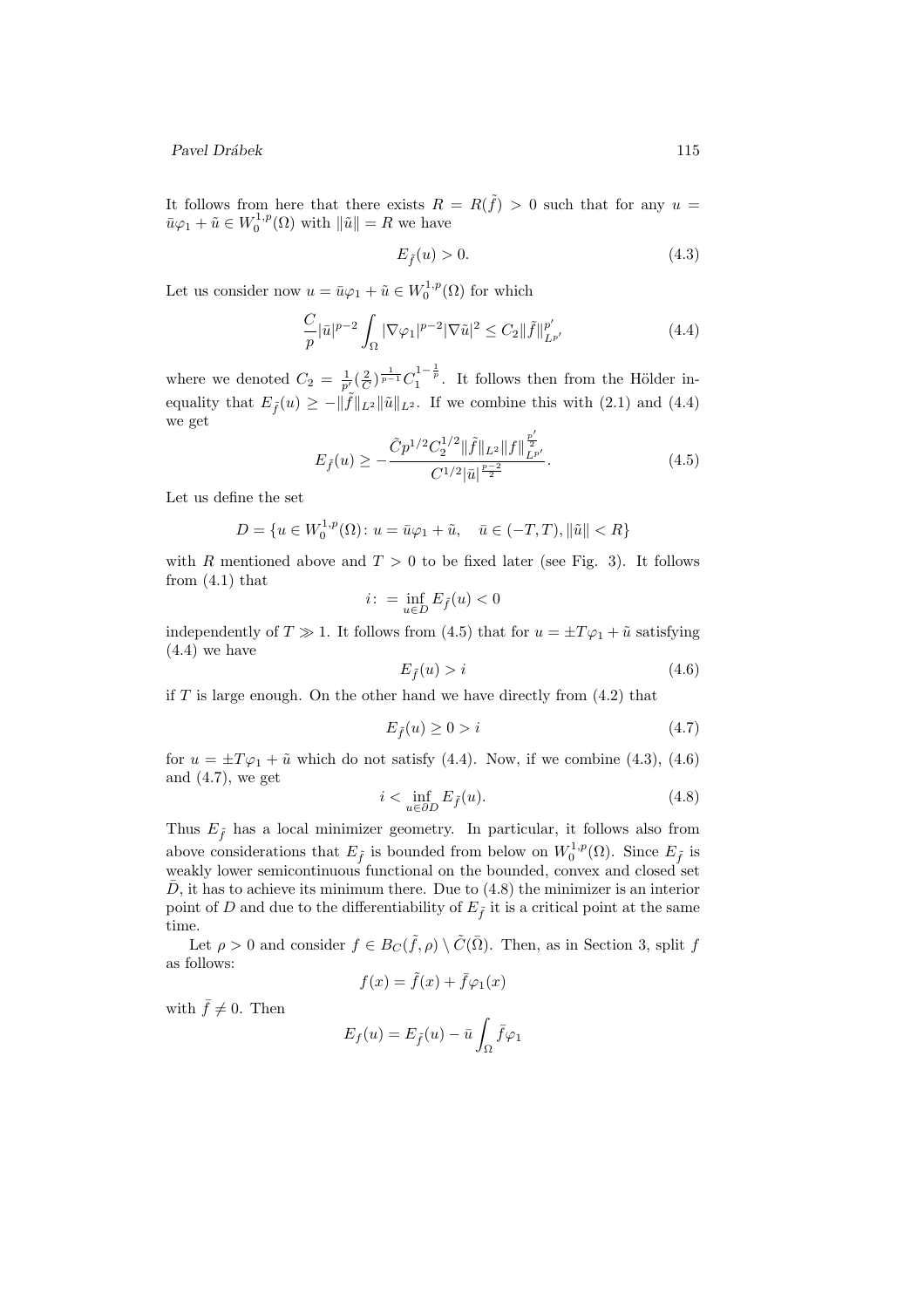It follows from here that there exists $R = R(\tilde{f}) > 0$ such that for any $u = \bar{u}\varphi_1 + \tilde{u} \in W_0^{1,p}(\Omega)$ with $\|\tilde{u}\| = R$ we have

$$E_{\tilde{f}}(u) > 0. \tag{4.3}$$

Let us consider now $u = \bar{u}\varphi_1 + \tilde{u} \in W_0^{1,p}(\Omega)$ for which

$$\frac{C}{p}|\bar{u}|^{p-2}\int_\Omega |\nabla\varphi_1|^{p-2}|\nabla\tilde{u}|^2 \le C_2\|\tilde{f}\|_{L^{p'}}^{p'} \tag{4.4}$$

where we denoted $C_2 = \frac{1}{p'}(\frac{2}{C})^{\frac{1}{p-1}}C_1^{1-\frac{1}{p}}$. It follows then from the Hölder inequality that $E_{\tilde{f}}(u) \ge -\|\tilde{f}\|_{L^2}\|\tilde{u}\|_{L^2}$. If we combine this with (2.1) and (4.4) we get

$$E_{\tilde{f}}(u) \ge -\frac{\tilde{C}p^{1/2}C_2^{1/2}\|\tilde{f}\|_{L^2}\|f\|_{L^{p'}}^{\frac{p'}{2}}}{C^{1/2}|\bar{u}|^{\frac{p-2}{2}}}. \tag{4.5}$$

Let us define the set

$$D = \{u \in W_0^{1,p}(\Omega)\colon u = \bar{u}\varphi_1 + \tilde{u}, \quad \bar{u} \in (-T,T), \|\tilde{u}\| < R\}$$

with $R$ mentioned above and $T > 0$ to be fixed later (see Fig. 3). It follows from (4.1) that

$$i\colon = \inf_{u\in D} E_{\tilde{f}}(u) < 0$$

independently of $T \gg 1$. It follows from (4.5) that for $u = \pm T\varphi_1 + \tilde{u}$ satisfying (4.4) we have

$$E_{\tilde{f}}(u) > i \tag{4.6}$$

if $T$ is large enough. On the other hand we have directly from (4.2) that

$$E_{\tilde{f}}(u) \ge 0 > i \tag{4.7}$$

for $u = \pm T\varphi_1 + \tilde{u}$ which do not satisfy (4.4). Now, if we combine (4.3), (4.6) and (4.7), we get

$$i < \inf_{u\in\partial D} E_{\tilde{f}}(u). \tag{4.8}$$

Thus $E_{\tilde{f}}$ has a local minimizer geometry. In particular, it follows also from above considerations that $E_{\tilde{f}}$ is bounded from below on $W_0^{1,p}(\Omega)$. Since $E_{\tilde{f}}$ is weakly lower semicontinuous functional on the bounded, convex and closed set $\bar{D}$, it has to achieve its minimum there. Due to (4.8) the minimizer is an interior point of $D$ and due to the differentiability of $E_{\tilde{f}}$ it is a critical point at the same time.

Let $\rho > 0$ and consider $f \in B_C(\tilde{f},\rho) \setminus \tilde{C}(\bar{\Omega})$. Then, as in Section 3, split $f$ as follows:

$$f(x) = \tilde{f}(x) + \bar{f}\varphi_1(x)$$

with $\bar{f} \ne 0$. Then

$$E_f(u) = E_{\tilde{f}}(u) - \bar{u}\int_\Omega \bar{f}\varphi_1$$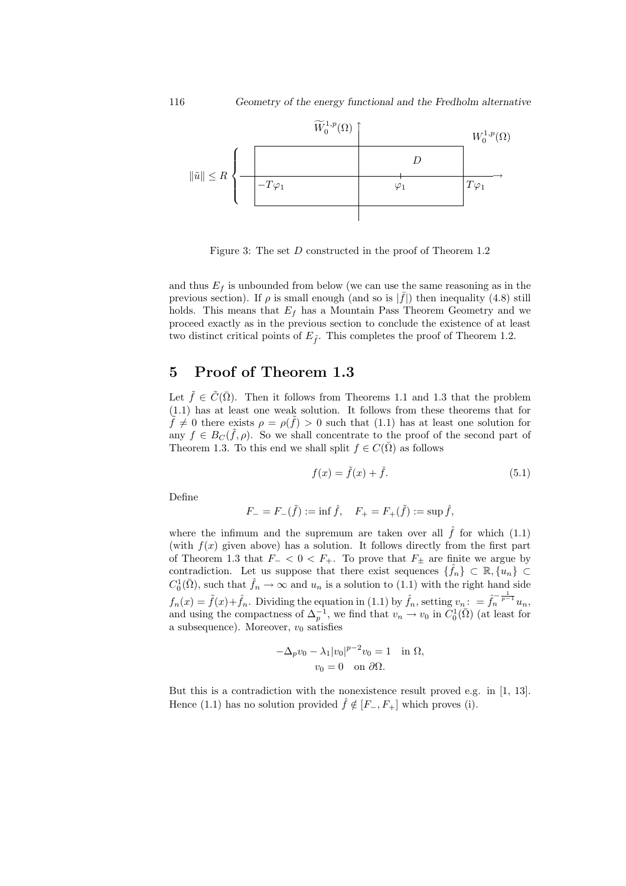Figure 3: The set $D$ constructed in the proof of Theorem 1.2

and thus $E_f$ is unbounded from below (we can use the same reasoning as in the previous section). If $\rho$ is small enough (and so is $|\bar{f}|$) then inequality (4.8) still holds. This means that $E_f$ has a Mountain Pass Theorem Geometry and we proceed exactly as in the previous section to conclude the existence of at least two distinct critical points of $E_{\tilde{f}}$. This completes the proof of Theorem 1.2.

## 5 Proof of Theorem 1.3

Let $\tilde{f} \in \tilde{C}(\bar{\Omega})$. Then it follows from Theorems 1.1 and 1.3 that the problem (1.1) has at least one weak solution. It follows from these theorems that for $\tilde{f} \neq 0$ there exists $\rho = \rho(\tilde{f}) > 0$ such that (1.1) has at least one solution for any $f \in B_C(\tilde{f}, \rho)$. So we shall concentrate to the proof of the second part of Theorem 1.3. To this end we shall split $f \in C(\bar{\Omega})$ as follows

$$f(x) = \tilde{f}(x) + \hat{f}. \tag{5.1}$$

Define

$$F_- = F_-(\tilde{f}) := \inf \hat{f}, \quad F_+ = F_+(\tilde{f}) := \sup \hat{f},$$

where the infimum and the supremum are taken over all $\hat{f}$ for which (1.1) (with $f(x)$ given above) has a solution. It follows directly from the first part of Theorem 1.3 that $F_- < 0 < F_+$. To prove that $F_\pm$ are finite we argue by contradiction. Let us suppose that there exist sequences $\{\hat{f}_n\} \subset \mathbb{R}, \{u_n\} \subset C_0^1(\bar{\Omega})$, such that $\hat{f}_n \to \infty$ and $u_n$ is a solution to (1.1) with the right hand side $f_n(x) = \tilde{f}(x) + \hat{f}_n$. Dividing the equation in (1.1) by $\hat{f}_n$, setting $v_n := \hat{f}_n^{-\frac{1}{p-1}} u_n$, and using the compactness of $\Delta_p^{-1}$, we find that $v_n \to v_0$ in $C_0^1(\bar{\Omega})$ (at least for a subsequence). Moreover, $v_0$ satisfies

$$\begin{aligned} -\Delta_p v_0 - \lambda_1 |v_0|^{p-2} v_0 = 1 \quad &\text{in } \Omega, \\ v_0 = 0 \quad &\text{on } \partial\Omega. \end{aligned}$$

But this is a contradiction with the nonexistence result proved e.g. in [1, 13]. Hence (1.1) has no solution provided $\hat{f} \notin [F_-, F_+]$ which proves (i).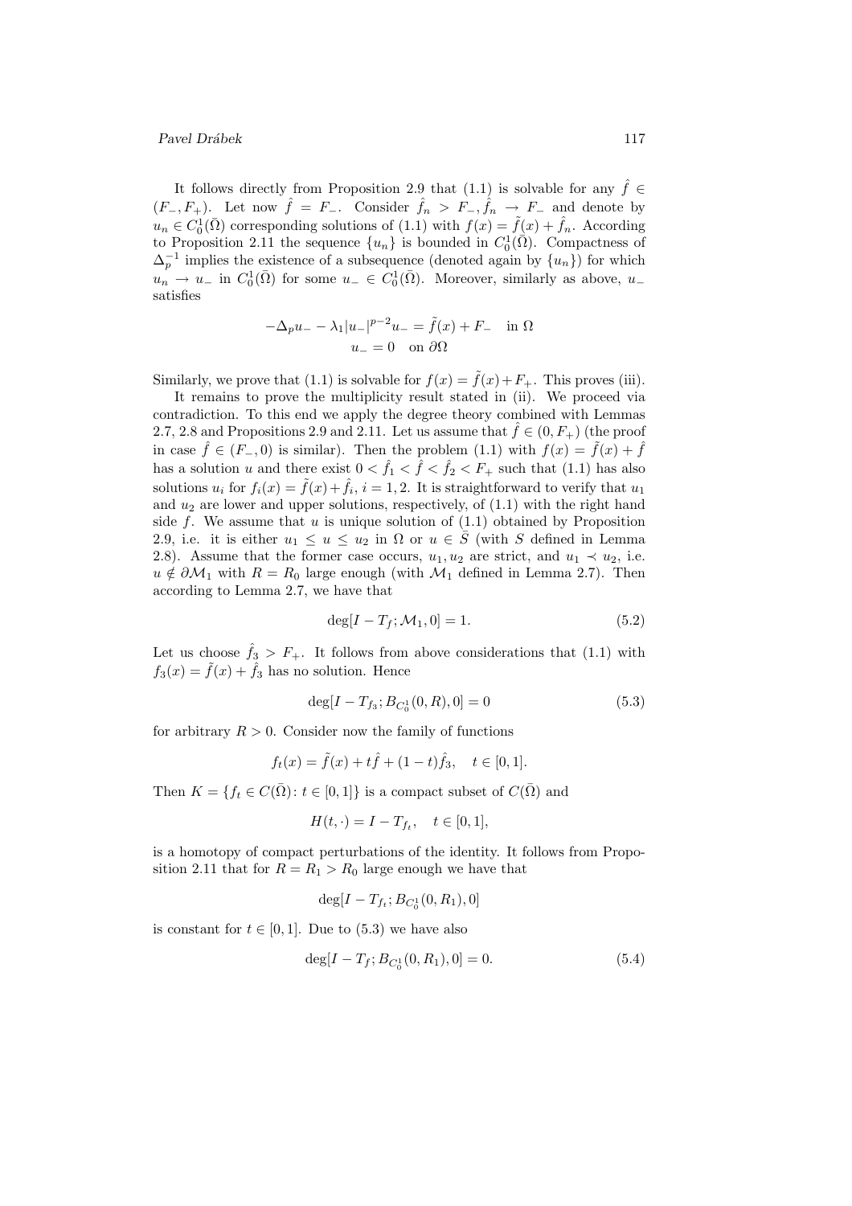It follows directly from Proposition 2.9 that (1.1) is solvable for any $\hat{f} \in (F_-, F_+)$. Let now $\hat{f} = F_-$. Consider $\hat{f}_n > F_-, \hat{f}_n \to F_-$ and denote by $u_n \in C_0^1(\bar{\Omega})$ corresponding solutions of (1.1) with $f(x) = \tilde{f}(x) + \hat{f}_n$. According to Proposition 2.11 the sequence $\{u_n\}$ is bounded in $C_0^1(\bar{\Omega})$. Compactness of $\Delta_p^{-1}$ implies the existence of a subsequence (denoted again by $\{u_n\}$) for which $u_n \to u_-$ in $C_0^1(\bar{\Omega})$ for some $u_- \in C_0^1(\bar{\Omega})$. Moreover, similarly as above, $u_-$ satisfies

$$
\begin{gathered}
-\Delta_p u_- - \lambda_1 |u_-|^{p-2} u_- = \tilde{f}(x) + F_- \quad \text{in } \Omega \\
u_- = 0 \quad \text{on } \partial\Omega
\end{gathered}
$$

Similarly, we prove that (1.1) is solvable for $f(x) = \tilde{f}(x) + F_+$. This proves (iii).

It remains to prove the multiplicity result stated in (ii). We proceed via contradiction. To this end we apply the degree theory combined with Lemmas 2.7, 2.8 and Propositions 2.9 and 2.11. Let us assume that $\hat{f} \in (0, F_+)$ (the proof in case $\hat{f} \in (F_-, 0)$ is similar). Then the problem (1.1) with $f(x) = \tilde{f}(x) + \hat{f}$ has a solution $u$ and there exist $0 < \hat{f}_1 < \hat{f} < \hat{f}_2 < F_+$ such that (1.1) has also solutions $u_i$ for $f_i(x) = \tilde{f}(x) + \hat{f}_i$, $i = 1, 2$. It is straightforward to verify that $u_1$ and $u_2$ are lower and upper solutions, respectively, of (1.1) with the right hand side $f$. We assume that $u$ is unique solution of (1.1) obtained by Proposition 2.9, i.e. it is either $u_1 \le u \le u_2$ in $\Omega$ or $u \in \bar{S}$ (with $S$ defined in Lemma 2.8). Assume that the former case occurs, $u_1, u_2$ are strict, and $u_1 \prec u_2$, i.e. $u \notin \partial\mathcal{M}_1$ with $R = R_0$ large enough (with $\mathcal{M}_1$ defined in Lemma 2.7). Then according to Lemma 2.7, we have that

$$
\deg[I - T_f; \mathcal{M}_1, 0] = 1. \tag{5.2}
$$

Let us choose $\hat{f}_3 > F_+$. It follows from above considerations that (1.1) with $f_3(x) = \tilde{f}(x) + \hat{f}_3$ has no solution. Hence

$$
\deg[I - T_{f_3}; B_{C_0^1}(0, R), 0] = 0 \tag{5.3}
$$

for arbitrary $R > 0$. Consider now the family of functions

$$
f_t(x) = \tilde{f}(x) + t\hat{f} + (1-t)\hat{f}_3, \quad t \in [0, 1].
$$

Then $K = \{f_t \in C(\bar{\Omega}) \colon t \in [0, 1]\}$ is a compact subset of $C(\bar{\Omega})$ and

$$
H(t, \cdot) = I - T_{f_t}, \quad t \in [0, 1],
$$

is a homotopy of compact perturbations of the identity. It follows from Proposition 2.11 that for $R = R_1 > R_0$ large enough we have that

$$
\deg[I - T_{f_t}; B_{C_0^1}(0, R_1), 0]
$$

is constant for $t \in [0, 1]$. Due to (5.3) we have also

$$
\deg[I - T_f; B_{C_0^1}(0, R_1), 0] = 0. \tag{5.4}
$$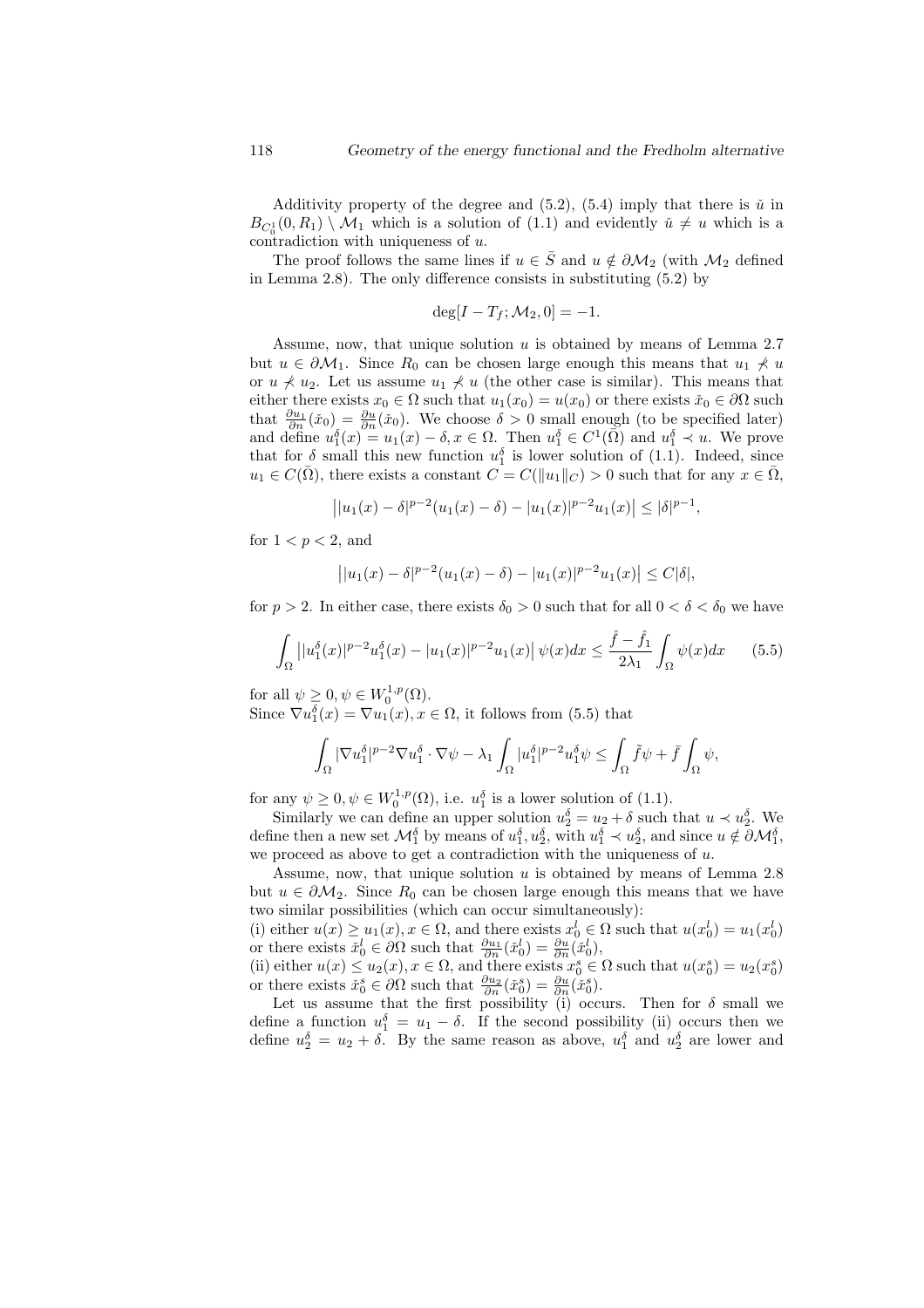Additivity property of the degree and (5.2), (5.4) imply that there is $\check{u}$ in $B_{C^1_0}(0, R_1) \setminus \mathcal{M}_1$ which is a solution of (1.1) and evidently $\check{u} \neq u$ which is a contradiction with uniqueness of $u$.

The proof follows the same lines if $u \in \bar{S}$ and $u \notin \partial\mathcal{M}_2$ (with $\mathcal{M}_2$ defined in Lemma 2.8). The only difference consists in substituting (5.2) by

$$\deg[I - T_f; \mathcal{M}_2, 0] = -1.$$

Assume, now, that unique solution $u$ is obtained by means of Lemma 2.7 but $u \in \partial\mathcal{M}_1$. Since $R_0$ can be chosen large enough this means that $u_1 \not\prec u$ or $u \not\prec u_2$. Let us assume $u_1 \not\prec u$ (the other case is similar). This means that either there exists $x_0 \in \Omega$ such that $u_1(x_0) = u(x_0)$ or there exists $\check{x}_0 \in \partial\Omega$ such that $\frac{\partial u_1}{\partial n}(\check{x}_0) = \frac{\partial u}{\partial n}(\check{x}_0)$. We choose $\delta > 0$ small enough (to be specified later) and define $u_1^\delta(x) = u_1(x) - \delta, x \in \Omega$. Then $u_1^\delta \in C^1(\bar{\Omega})$ and $u_1^\delta \prec u$. We prove that for $\delta$ small this new function $u_1^\delta$ is lower solution of (1.1). Indeed, since $u_1 \in C(\bar{\Omega})$, there exists a constant $C = C(\|u_1\|_C) > 0$ such that for any $x \in \bar{\Omega}$,

$$\left||u_1(x) - \delta|^{p-2}(u_1(x) - \delta) - |u_1(x)|^{p-2}u_1(x)\right| \leq |\delta|^{p-1},$$

for $1 < p < 2$, and

$$\left||u_1(x) - \delta|^{p-2}(u_1(x) - \delta) - |u_1(x)|^{p-2}u_1(x)\right| \leq C|\delta|,$$

for $p > 2$. In either case, there exists $\delta_0 > 0$ such that for all $0 < \delta < \delta_0$ we have

$$\int_\Omega \left||u_1^\delta(x)|^{p-2}u_1^\delta(x) - |u_1(x)|^{p-2}u_1(x)\right|\psi(x)dx \leq \frac{\hat{f} - \hat{f}_1}{2\lambda_1}\int_\Omega \psi(x)dx \qquad (5.5)$$

for all $\psi \geq 0, \psi \in W_0^{1,p}(\Omega)$.
Since $\nabla u_1^\delta(x) = \nabla u_1(x), x \in \Omega$, it follows from (5.5) that

$$\int_\Omega |\nabla u_1^\delta|^{p-2}\nabla u_1^\delta \cdot \nabla\psi - \lambda_1\int_\Omega |u_1^\delta|^{p-2}u_1^\delta\psi \leq \int_\Omega \tilde{f}\psi + \bar{f}\int_\Omega \psi,$$

for any $\psi \geq 0, \psi \in W_0^{1,p}(\Omega)$, i.e. $u_1^\delta$ is a lower solution of (1.1).

Similarly we can define an upper solution $u_2^\delta = u_2 + \delta$ such that $u \prec u_2^\delta$. We define then a new set $\mathcal{M}_1^\delta$ by means of $u_1^\delta, u_2^\delta$, with $u_1^\delta \prec u_2^\delta$, and since $u \notin \partial\mathcal{M}_1^\delta$, we proceed as above to get a contradiction with the uniqueness of $u$.

Assume, now, that unique solution $u$ is obtained by means of Lemma 2.8 but $u \in \partial\mathcal{M}_2$. Since $R_0$ can be chosen large enough this means that we have two similar possibilities (which can occur simultaneously):
(i) either $u(x) \geq u_1(x), x \in \Omega$, and there exists $x_0^l \in \Omega$ such that $u(x_0^l) = u_1(x_0^l)$ or there exists $\check{x}_0^l \in \partial\Omega$ such that $\frac{\partial u_1}{\partial n}(\check{x}_0^l) = \frac{\partial u}{\partial n}(\check{x}_0^l)$,
(ii) either $u(x) \leq u_2(x), x \in \Omega$, and there exists $x_0^s \in \Omega$ such that $u(x_0^s) = u_2(x_0^s)$ or there exists $\check{x}_0^s \in \partial\Omega$ such that $\frac{\partial u_2}{\partial n}(\check{x}_0^s) = \frac{\partial u}{\partial n}(\check{x}_0^s)$.

Let us assume that the first possibility (i) occurs. Then for $\delta$ small we define a function $u_1^\delta = u_1 - \delta$. If the second possibility (ii) occurs then we define $u_2^\delta = u_2 + \delta$. By the same reason as above, $u_1^\delta$ and $u_2^\delta$ are lower and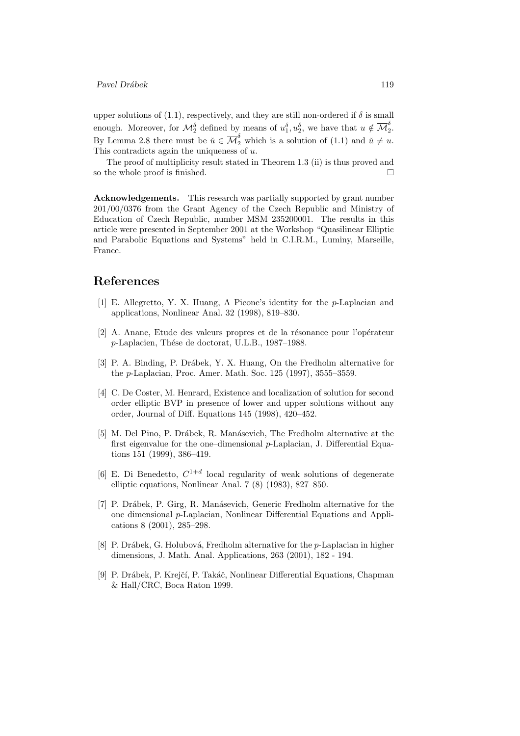upper solutions of (1.1), respectively, and they are still non-ordered if $\delta$ is small enough. Moreover, for $\mathcal{M}_2^\delta$ defined by means of $u_1^\delta, u_2^\delta$, we have that $u \notin \overline{\mathcal{M}}_2^\delta$. By Lemma 2.8 there must be $\tilde{u} \in \overline{\mathcal{M}}_2^\delta$ which is a solution of (1.1) and $\tilde{u} \neq u$. This contradicts again the uniqueness of $u$.

The proof of multiplicity result stated in Theorem 1.3 (ii) is thus proved and so the whole proof is finished. $\square$

**Acknowledgements.** This research was partially supported by grant number 201/00/0376 from the Grant Agency of the Czech Republic and Ministry of Education of Czech Republic, number MSM 235200001. The results in this article were presented in September 2001 at the Workshop "Quasilinear Elliptic and Parabolic Equations and Systems" held in C.I.R.M., Luminy, Marseille, France.

# References

[1] E. Allegretto, Y. X. Huang, A Picone's identity for the $p$-Laplacian and applications, Nonlinear Anal. 32 (1998), 819–830.

[2] A. Anane, Etude des valeurs propres et de la résonance pour l'opérateur $p$-Laplacien, Thése de doctorat, U.L.B., 1987–1988.

[3] P. A. Binding, P. Drábek, Y. X. Huang, On the Fredholm alternative for the $p$-Laplacian, Proc. Amer. Math. Soc. 125 (1997), 3555–3559.

[4] C. De Coster, M. Henrard, Existence and localization of solution for second order elliptic BVP in presence of lower and upper solutions without any order, Journal of Diff. Equations 145 (1998), 420–452.

[5] M. Del Pino, P. Drábek, R. Manásevich, The Fredholm alternative at the first eigenvalue for the one–dimensional $p$-Laplacian, J. Differential Equations 151 (1999), 386–419.

[6] E. Di Benedetto, $C^{1+d}$ local regularity of weak solutions of degenerate elliptic equations, Nonlinear Anal. 7 (8) (1983), 827–850.

[7] P. Drábek, P. Girg, R. Manásevich, Generic Fredholm alternative for the one dimensional $p$-Laplacian, Nonlinear Differential Equations and Applications 8 (2001), 285–298.

[8] P. Drábek, G. Holubová, Fredholm alternative for the $p$-Laplacian in higher dimensions, J. Math. Anal. Applications, 263 (2001), 182 - 194.

[9] P. Drábek, P. Krejčí, P. Takáč, Nonlinear Differential Equations, Chapman & Hall/CRC, Boca Raton 1999.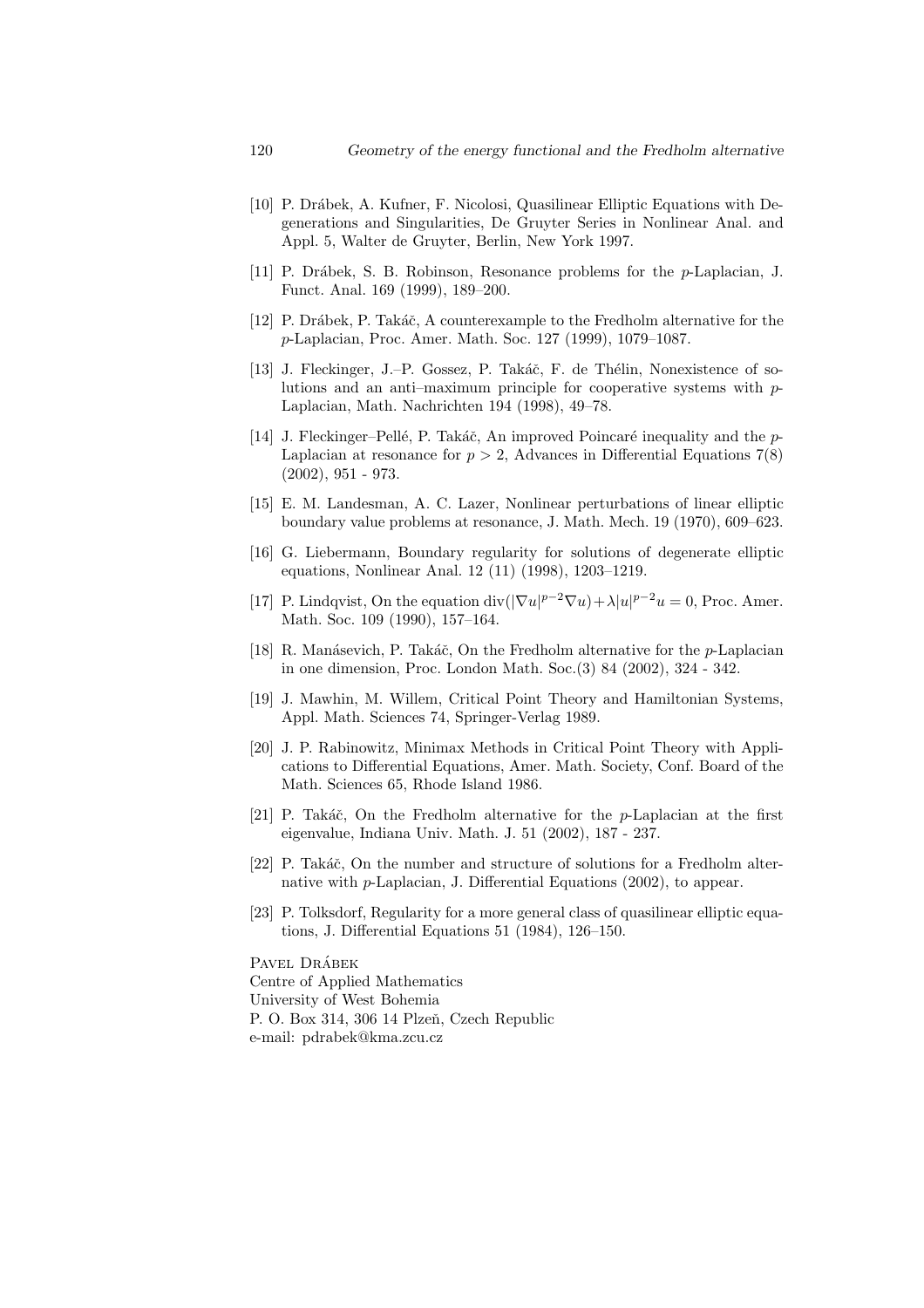[10] P. Drábek, A. Kufner, F. Nicolosi, Quasilinear Elliptic Equations with Degenerations and Singularities, De Gruyter Series in Nonlinear Anal. and Appl. 5, Walter de Gruyter, Berlin, New York 1997.

[11] P. Drábek, S. B. Robinson, Resonance problems for the $p$-Laplacian, J. Funct. Anal. 169 (1999), 189–200.

[12] P. Drábek, P. Takáč, A counterexample to the Fredholm alternative for the $p$-Laplacian, Proc. Amer. Math. Soc. 127 (1999), 1079–1087.

[13] J. Fleckinger, J.–P. Gossez, P. Takáč, F. de Thélin, Nonexistence of solutions and an anti–maximum principle for cooperative systems with $p$-Laplacian, Math. Nachrichten 194 (1998), 49–78.

[14] J. Fleckinger–Pellé, P. Takáč, An improved Poincaré inequality and the $p$-Laplacian at resonance for $p > 2$, Advances in Differential Equations 7(8) (2002), 951 - 973.

[15] E. M. Landesman, A. C. Lazer, Nonlinear perturbations of linear elliptic boundary value problems at resonance, J. Math. Mech. 19 (1970), 609–623.

[16] G. Liebermann, Boundary regularity for solutions of degenerate elliptic equations, Nonlinear Anal. 12 (11) (1998), 1203–1219.

[17] P. Lindqvist, On the equation $\operatorname{div}(|\nabla u|^{p-2}\nabla u) + \lambda |u|^{p-2}u = 0$, Proc. Amer. Math. Soc. 109 (1990), 157–164.

[18] R. Manásevich, P. Takáč, On the Fredholm alternative for the $p$-Laplacian in one dimension, Proc. London Math. Soc.(3) 84 (2002), 324 - 342.

[19] J. Mawhin, M. Willem, Critical Point Theory and Hamiltonian Systems, Appl. Math. Sciences 74, Springer-Verlag 1989.

[20] J. P. Rabinowitz, Minimax Methods in Critical Point Theory with Applications to Differential Equations, Amer. Math. Society, Conf. Board of the Math. Sciences 65, Rhode Island 1986.

[21] P. Takáč, On the Fredholm alternative for the $p$-Laplacian at the first eigenvalue, Indiana Univ. Math. J. 51 (2002), 187 - 237.

[22] P. Takáč, On the number and structure of solutions for a Fredholm alternative with $p$-Laplacian, J. Differential Equations (2002), to appear.

[23] P. Tolksdorf, Regularity for a more general class of quasilinear elliptic equations, J. Differential Equations 51 (1984), 126–150.

Pavel Drábek
Centre of Applied Mathematics
University of West Bohemia
P. O. Box 314, 306 14 Plzeň, Czech Republic
e-mail: pdrabek@kma.zcu.cz